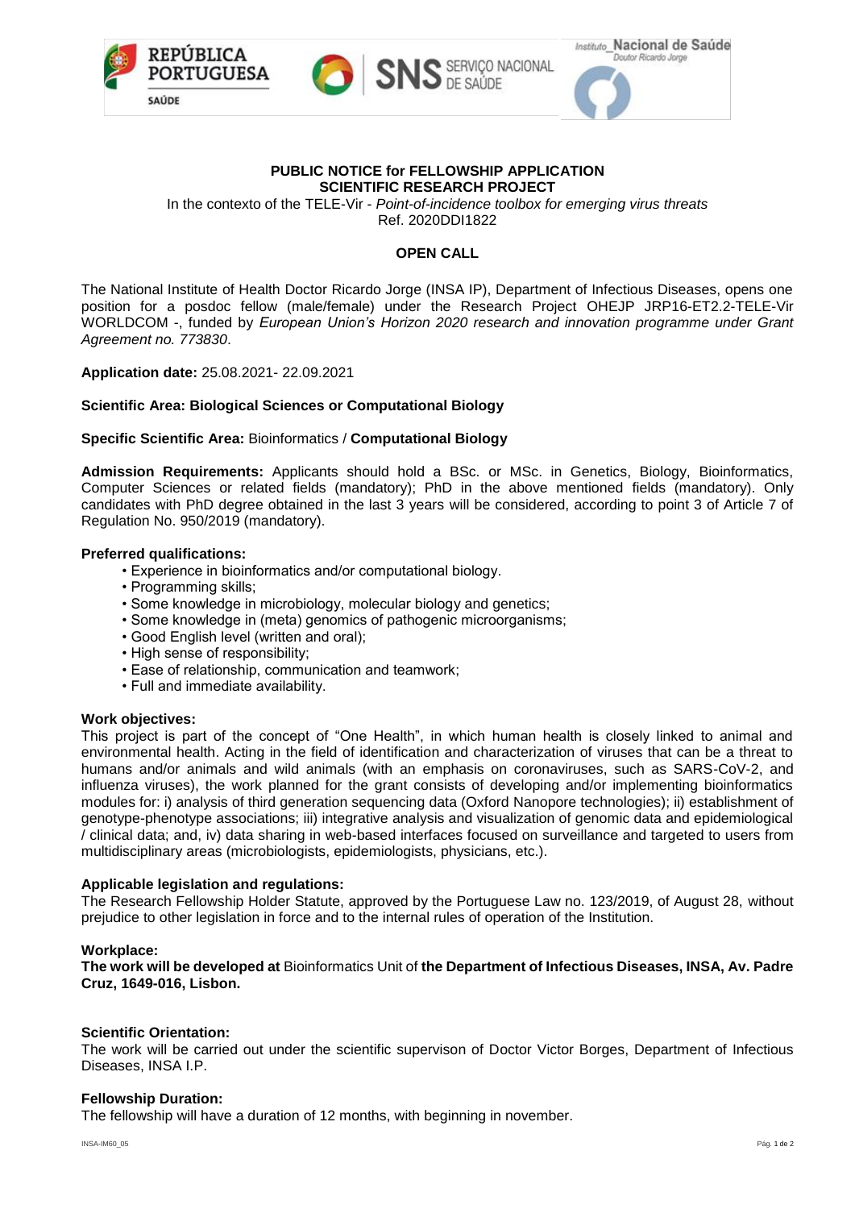**PUBLIC NOTICE for FELLOWSHIP APPLICATION**
**SCIENTIFIC RESEARCH PROJECT**

In the contexto of the TELE-Vir - *Point-of-incidence toolbox for emerging virus threats*
Ref. 2020DDI1822

**OPEN CALL**

The National Institute of Health Doctor Ricardo Jorge (INSA IP), Department of Infectious Diseases, opens one position for a posdoc fellow (male/female) under the Research Project OHEJP JRP16-ET2.2-TELE-Vir WORLDCOM -, funded by *European Union's Horizon 2020 research and innovation programme under Grant Agreement no. 773830*.

**Application date:** 25.08.2021- 22.09.2021

**Scientific Area: Biological Sciences or Computational Biology**

**Specific Scientific Area:** Bioinformatics / **Computational Biology**

**Admission Requirements:** Applicants should hold a BSc. or MSc. in Genetics, Biology, Bioinformatics, Computer Sciences or related fields (mandatory); PhD in the above mentioned fields (mandatory). Only candidates with PhD degree obtained in the last 3 years will be considered, according to point 3 of Article 7 of Regulation No. 950/2019 (mandatory).

**Preferred qualifications:**

- Experience in bioinformatics and/or computational biology.
- Programming skills;
- Some knowledge in microbiology, molecular biology and genetics;
- Some knowledge in (meta) genomics of pathogenic microorganisms;
- Good English level (written and oral);
- High sense of responsibility;
- Ease of relationship, communication and teamwork;
- Full and immediate availability.

**Work objectives:**
This project is part of the concept of "One Health", in which human health is closely linked to animal and environmental health. Acting in the field of identification and characterization of viruses that can be a threat to humans and/or animals and wild animals (with an emphasis on coronaviruses, such as SARS-CoV-2, and influenza viruses), the work planned for the grant consists of developing and/or implementing bioinformatics modules for: i) analysis of third generation sequencing data (Oxford Nanopore technologies); ii) establishment of genotype-phenotype associations; iii) integrative analysis and visualization of genomic data and epidemiological / clinical data; and, iv) data sharing in web-based interfaces focused on surveillance and targeted to users from multidisciplinary areas (microbiologists, epidemiologists, physicians, etc.).

**Applicable legislation and regulations:**
The Research Fellowship Holder Statute, approved by the Portuguese Law no. 123/2019, of August 28, without prejudice to other legislation in force and to the internal rules of operation of the Institution.

**Workplace:**
**The work will be developed at** Bioinformatics Unit of **the Department of Infectious Diseases, INSA, Av. Padre Cruz, 1649-016, Lisbon.**

**Scientific Orientation:**
The work will be carried out under the scientific supervison of Doctor Victor Borges, Department of Infectious Diseases, INSA I.P.

**Fellowship Duration:**
The fellowship will have a duration of 12 months, with beginning in november.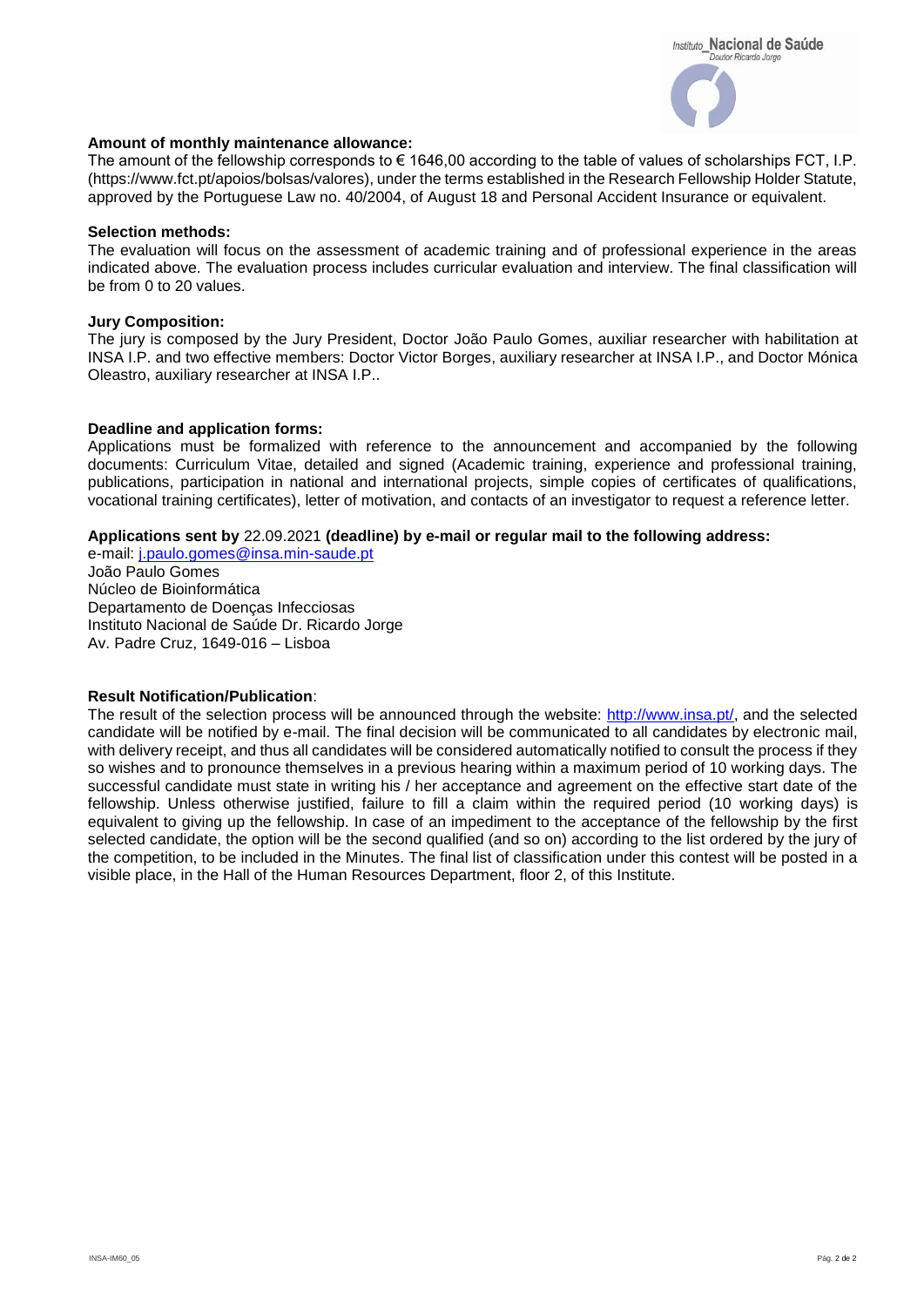**Amount of monthly maintenance allowance:**

The amount of the fellowship corresponds to € 1646,00 according to the table of values of scholarships FCT, I.P. (https://www.fct.pt/apoios/bolsas/valores), under the terms established in the Research Fellowship Holder Statute, approved by the Portuguese Law no. 40/2004, of August 18 and Personal Accident Insurance or equivalent.

**Selection methods:**

The evaluation will focus on the assessment of academic training and of professional experience in the areas indicated above. The evaluation process includes curricular evaluation and interview. The final classification will be from 0 to 20 values.

**Jury Composition:**

The jury is composed by the Jury President, Doctor João Paulo Gomes, auxiliar researcher with habilitation at INSA I.P. and two effective members: Doctor Victor Borges, auxiliary researcher at INSA I.P., and Doctor Mónica Oleastro, auxiliary researcher at INSA I.P..

**Deadline and application forms:**

Applications must be formalized with reference to the announcement and accompanied by the following documents: Curriculum Vitae, detailed and signed (Academic training, experience and professional training, publications, participation in national and international projects, simple copies of certificates of qualifications, vocational training certificates), letter of motivation, and contacts of an investigator to request a reference letter.

**Applications sent by** 22.09.2021 **(deadline) by e-mail or regular mail to the following address:**

e-mail: j.paulo.gomes@insa.min-saude.pt
João Paulo Gomes
Núcleo de Bioinformática
Departamento de Doenças Infecciosas
Instituto Nacional de Saúde Dr. Ricardo Jorge
Av. Padre Cruz, 1649-016 – Lisboa

**Result Notification/Publication**:

The result of the selection process will be announced through the website: http://www.insa.pt/, and the selected candidate will be notified by e-mail. The final decision will be communicated to all candidates by electronic mail, with delivery receipt, and thus all candidates will be considered automatically notified to consult the process if they so wishes and to pronounce themselves in a previous hearing within a maximum period of 10 working days. The successful candidate must state in writing his / her acceptance and agreement on the effective start date of the fellowship. Unless otherwise justified, failure to fill a claim within the required period (10 working days) is equivalent to giving up the fellowship. In case of an impediment to the acceptance of the fellowship by the first selected candidate, the option will be the second qualified (and so on) according to the list ordered by the jury of the competition, to be included in the Minutes. The final list of classification under this contest will be posted in a visible place, in the Hall of the Human Resources Department, floor 2, of this Institute.